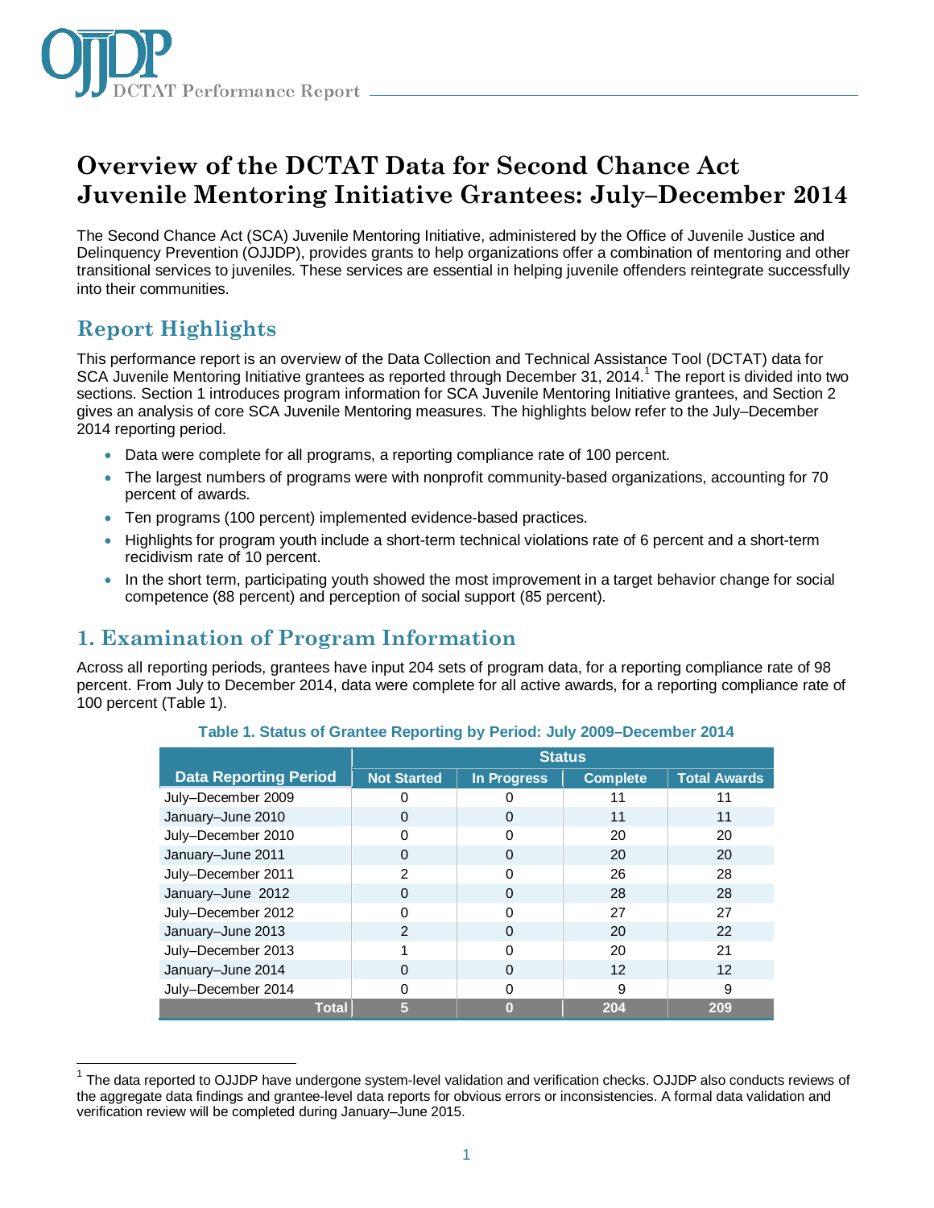# Overview of the DCTAT Data for Second Chance Act Juvenile Mentoring Initiative Grantees: July–December 2014

The Second Chance Act (SCA) Juvenile Mentoring Initiative, administered by the Office of Juvenile Justice and Delinquency Prevention (OJJDP), provides grants to help organizations offer a combination of mentoring and other transitional services to juveniles. These services are essential in helping juvenile offenders reintegrate successfully into their communities.

## Report Highlights

This performance report is an overview of the Data Collection and Technical Assistance Tool (DCTAT) data for SCA Juvenile Mentoring Initiative grantees as reported through December 31, 2014.[1] The report is divided into two sections. Section 1 introduces program information for SCA Juvenile Mentoring Initiative grantees, and Section 2 gives an analysis of core SCA Juvenile Mentoring measures. The highlights below refer to the July–December 2014 reporting period.

- Data were complete for all programs, a reporting compliance rate of 100 percent.
- The largest numbers of programs were with nonprofit community-based organizations, accounting for 70 percent of awards.
- Ten programs (100 percent) implemented evidence-based practices.
- Highlights for program youth include a short-term technical violations rate of 6 percent and a short-term recidivism rate of 10 percent.
- In the short term, participating youth showed the most improvement in a target behavior change for social competence (88 percent) and perception of social support (85 percent).

## 1. Examination of Program Information

Across all reporting periods, grantees have input 204 sets of program data, for a reporting compliance rate of 98 percent. From July to December 2014, data were complete for all active awards, for a reporting compliance rate of 100 percent (Table 1).

**Table 1. Status of Grantee Reporting by Period: July 2009–December 2014**

| | Status | | | |
|---|---|---|---|---|
| **Data Reporting Period** | **Not Started** | **In Progress** | **Complete** | **Total Awards** |
| July–December 2009 | 0 | 0 | 11 | 11 |
| January–June 2010 | 0 | 0 | 11 | 11 |
| July–December 2010 | 0 | 0 | 20 | 20 |
| January–June 2011 | 0 | 0 | 20 | 20 |
| July–December 2011 | 2 | 0 | 26 | 28 |
| January–June 2012 | 0 | 0 | 28 | 28 |
| July–December 2012 | 0 | 0 | 27 | 27 |
| January–June 2013 | 2 | 0 | 20 | 22 |
| July–December 2013 | 1 | 0 | 20 | 21 |
| January–June 2014 | 0 | 0 | 12 | 12 |
| July–December 2014 | 0 | 0 | 9 | 9 |
| **Total** | **5** | **0** | **204** | **209** |

[1] The data reported to OJJDP have undergone system-level validation and verification checks. OJJDP also conducts reviews of the aggregate data findings and grantee-level data reports for obvious errors or inconsistencies. A formal data validation and verification review will be completed during January–June 2015.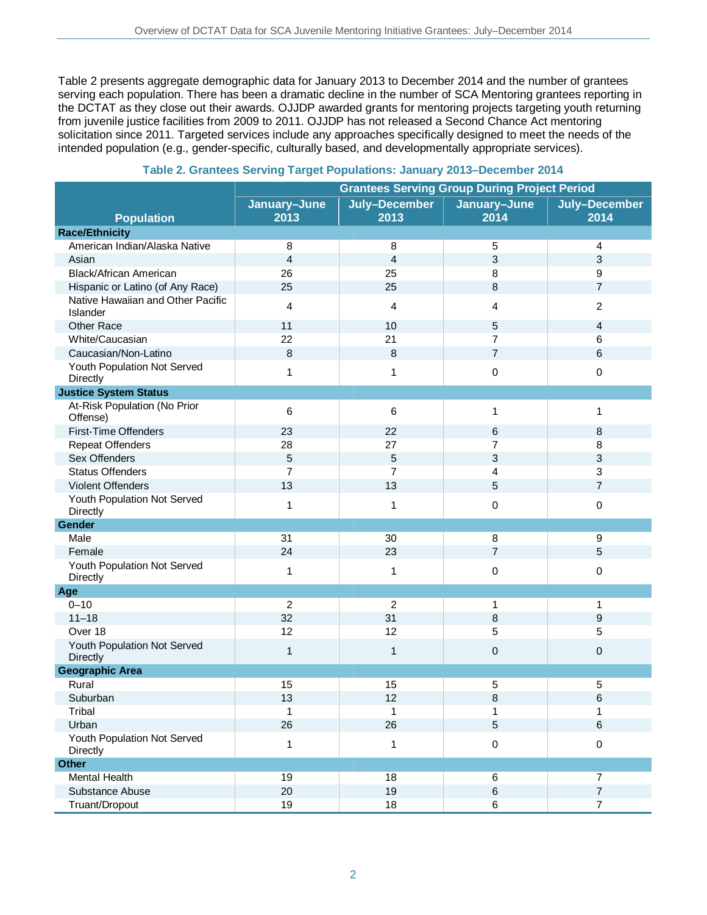Table 2 presents aggregate demographic data for January 2013 to December 2014 and the number of grantees serving each population. There has been a dramatic decline in the number of SCA Mentoring grantees reporting in the DCTAT as they close out their awards. OJJDP awarded grants for mentoring projects targeting youth returning from juvenile justice facilities from 2009 to 2011. OJJDP has not released a Second Chance Act mentoring solicitation since 2011. Targeted services include any approaches specifically designed to meet the needs of the intended population (e.g., gender-specific, culturally based, and developmentally appropriate services).

**Table 2. Grantees Serving Target Populations: January 2013–December 2014**

| Population | Grantees Serving Group During Project Period | | | |
|---|---|---|---|---|
| | January–June 2013 | July–December 2013 | January–June 2014 | July–December 2014 |
| **Race/Ethnicity** | | | | |
| American Indian/Alaska Native | 8 | 8 | 5 | 4 |
| Asian | 4 | 4 | 3 | 3 |
| Black/African American | 26 | 25 | 8 | 9 |
| Hispanic or Latino (of Any Race) | 25 | 25 | 8 | 7 |
| Native Hawaiian and Other Pacific Islander | 4 | 4 | 4 | 2 |
| Other Race | 11 | 10 | 5 | 4 |
| White/Caucasian | 22 | 21 | 7 | 6 |
| Caucasian/Non-Latino | 8 | 8 | 7 | 6 |
| Youth Population Not Served Directly | 1 | 1 | 0 | 0 |
| **Justice System Status** | | | | |
| At-Risk Population (No Prior Offense) | 6 | 6 | 1 | 1 |
| First-Time Offenders | 23 | 22 | 6 | 8 |
| Repeat Offenders | 28 | 27 | 7 | 8 |
| Sex Offenders | 5 | 5 | 3 | 3 |
| Status Offenders | 7 | 7 | 4 | 3 |
| Violent Offenders | 13 | 13 | 5 | 7 |
| Youth Population Not Served Directly | 1 | 1 | 0 | 0 |
| **Gender** | | | | |
| Male | 31 | 30 | 8 | 9 |
| Female | 24 | 23 | 7 | 5 |
| Youth Population Not Served Directly | 1 | 1 | 0 | 0 |
| **Age** | | | | |
| 0–10 | 2 | 2 | 1 | 1 |
| 11–18 | 32 | 31 | 8 | 9 |
| Over 18 | 12 | 12 | 5 | 5 |
| Youth Population Not Served Directly | 1 | 1 | 0 | 0 |
| **Geographic Area** | | | | |
| Rural | 15 | 15 | 5 | 5 |
| Suburban | 13 | 12 | 8 | 6 |
| Tribal | 1 | 1 | 1 | 1 |
| Urban | 26 | 26 | 5 | 6 |
| Youth Population Not Served Directly | 1 | 1 | 0 | 0 |
| **Other** | | | | |
| Mental Health | 19 | 18 | 6 | 7 |
| Substance Abuse | 20 | 19 | 6 | 7 |
| Truant/Dropout | 19 | 18 | 6 | 7 |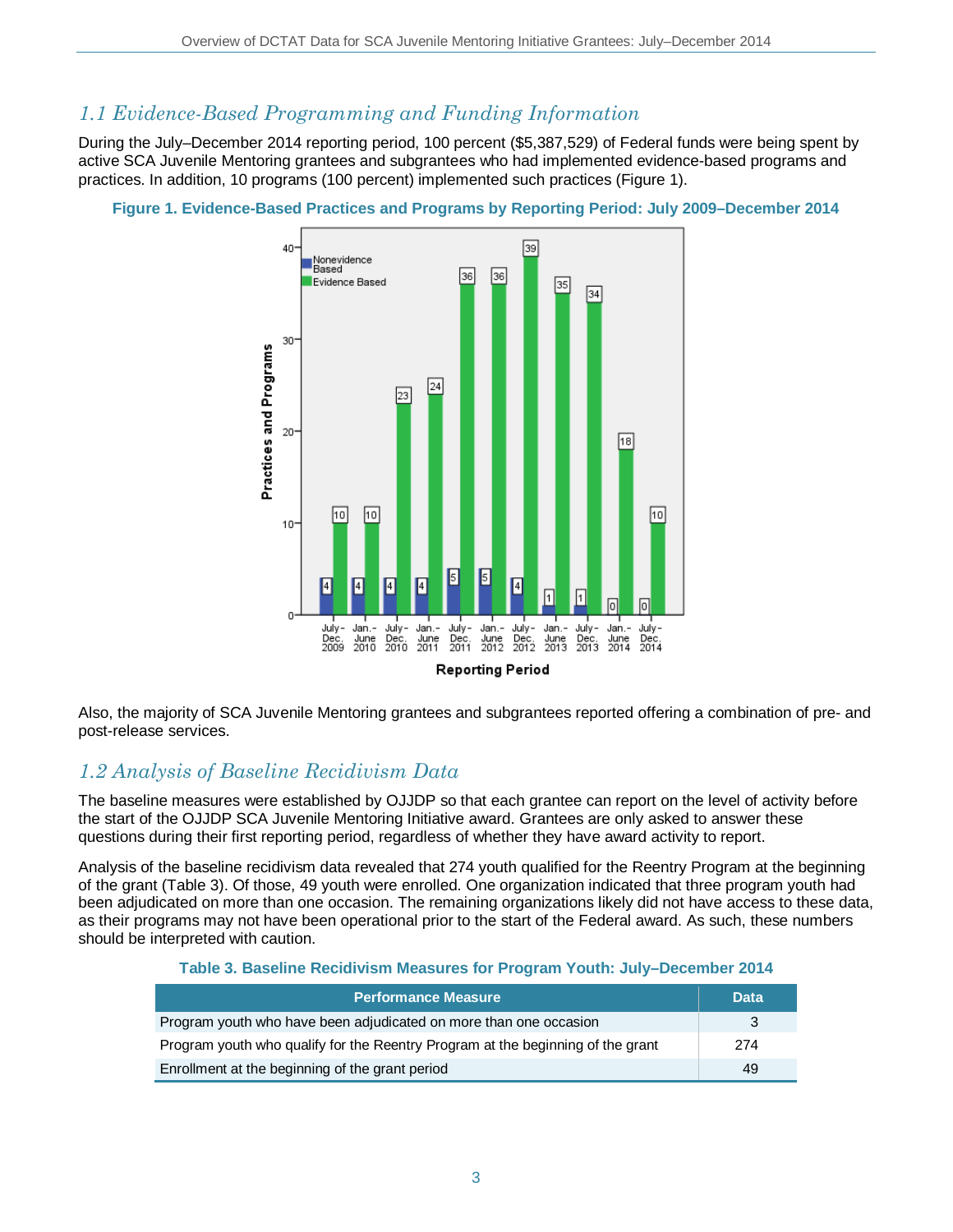## 1.1 Evidence-Based Programming and Funding Information

During the July–December 2014 reporting period, 100 percent ($5,387,529) of Federal funds were being spent by active SCA Juvenile Mentoring grantees and subgrantees who had implemented evidence-based programs and practices. In addition, 10 programs (100 percent) implemented such practices (Figure 1).

**Figure 1. Evidence-Based Practices and Programs by Reporting Period: July 2009–December 2014**

Also, the majority of SCA Juvenile Mentoring grantees and subgrantees reported offering a combination of pre- and post-release services.

## 1.2 Analysis of Baseline Recidivism Data

The baseline measures were established by OJJDP so that each grantee can report on the level of activity before the start of the OJJDP SCA Juvenile Mentoring Initiative award. Grantees are only asked to answer these questions during their first reporting period, regardless of whether they have award activity to report.

Analysis of the baseline recidivism data revealed that 274 youth qualified for the Reentry Program at the beginning of the grant (Table 3). Of those, 49 youth were enrolled. One organization indicated that three program youth had been adjudicated on more than one occasion. The remaining organizations likely did not have access to these data, as their programs may not have been operational prior to the start of the Federal award. As such, these numbers should be interpreted with caution.

**Table 3. Baseline Recidivism Measures for Program Youth: July–December 2014**

| Performance Measure | Data |
|---|---|
| Program youth who have been adjudicated on more than one occasion | 3 |
| Program youth who qualify for the Reentry Program at the beginning of the grant | 274 |
| Enrollment at the beginning of the grant period | 49 |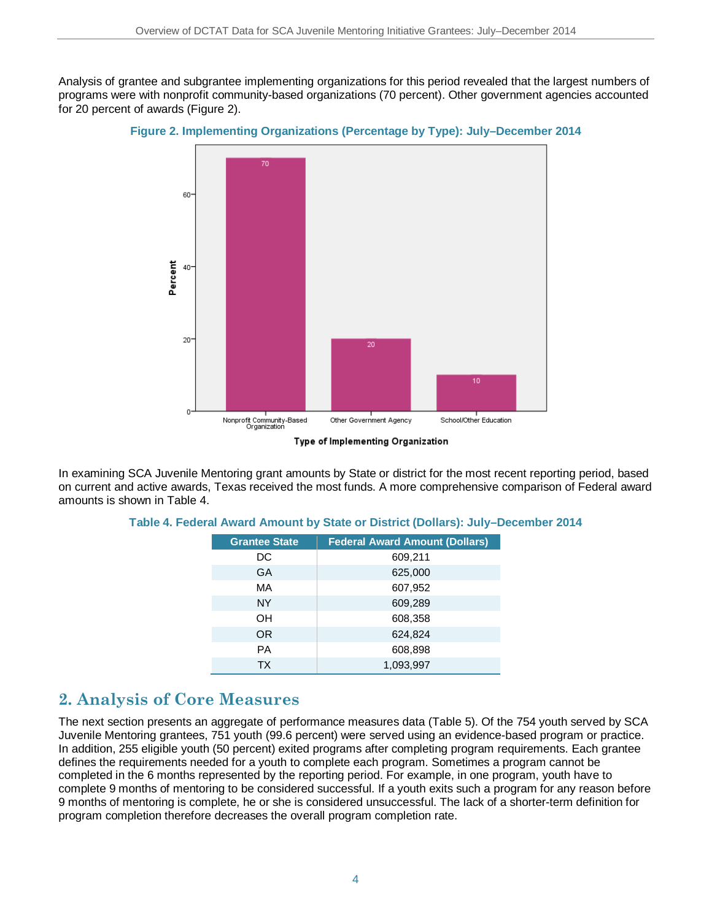Analysis of grantee and subgrantee implementing organizations for this period revealed that the largest numbers of programs were with nonprofit community-based organizations (70 percent). Other government agencies accounted for 20 percent of awards (Figure 2).

**Figure 2. Implementing Organizations (Percentage by Type): July–December 2014**

| Type of Implementing Organization | Percent |
|---|---|
| Nonprofit Community-Based Organization | 70 |
| Other Government Agency | 20 |
| School/Other Education | 10 |

In examining SCA Juvenile Mentoring grant amounts by State or district for the most recent reporting period, based on current and active awards, Texas received the most funds. A more comprehensive comparison of Federal award amounts is shown in Table 4.

**Table 4. Federal Award Amount by State or District (Dollars): July–December 2014**

| Grantee State | Federal Award Amount (Dollars) |
|---|---|
| DC | 609,211 |
| GA | 625,000 |
| MA | 607,952 |
| NY | 609,289 |
| OH | 608,358 |
| OR | 624,824 |
| PA | 608,898 |
| TX | 1,093,997 |

## 2. Analysis of Core Measures

The next section presents an aggregate of performance measures data (Table 5). Of the 754 youth served by SCA Juvenile Mentoring grantees, 751 youth (99.6 percent) were served using an evidence-based program or practice. In addition, 255 eligible youth (50 percent) exited programs after completing program requirements. Each grantee defines the requirements needed for a youth to complete each program. Sometimes a program cannot be completed in the 6 months represented by the reporting period. For example, in one program, youth have to complete 9 months of mentoring to be considered successful. If a youth exits such a program for any reason before 9 months of mentoring is complete, he or she is considered unsuccessful. The lack of a shorter-term definition for program completion therefore decreases the overall program completion rate.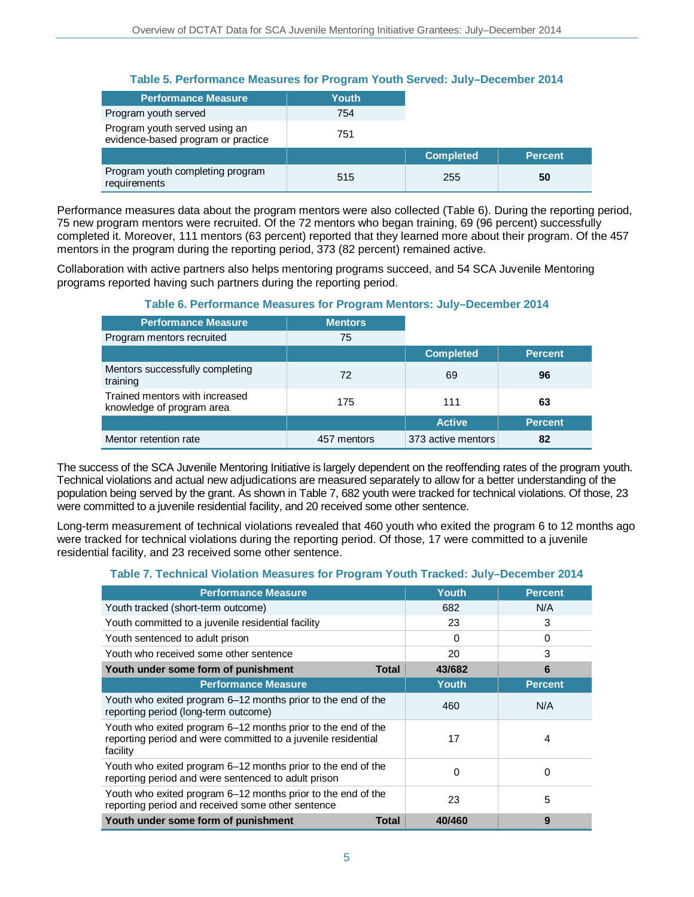**Table 5. Performance Measures for Program Youth Served: July–December 2014**

| Performance Measure | Youth | | |
|---|---|---|---|
| Program youth served | 754 | | |
| Program youth served using an evidence-based program or practice | 751 | | |
| | | Completed | Percent |
| Program youth completing program requirements | 515 | 255 | **50** |

Performance measures data about the program mentors were also collected (Table 6). During the reporting period, 75 new program mentors were recruited. Of the 72 mentors who began training, 69 (96 percent) successfully completed it. Moreover, 111 mentors (63 percent) reported that they learned more about their program. Of the 457 mentors in the program during the reporting period, 373 (82 percent) remained active.

Collaboration with active partners also helps mentoring programs succeed, and 54 SCA Juvenile Mentoring programs reported having such partners during the reporting period.

**Table 6. Performance Measures for Program Mentors: July–December 2014**

| Performance Measure | Mentors | | |
|---|---|---|---|
| Program mentors recruited | 75 | | |
| | | Completed | Percent |
| Mentors successfully completing training | 72 | 69 | **96** |
| Trained mentors with increased knowledge of program area | 175 | 111 | **63** |
| | | Active | Percent |
| Mentor retention rate | 457 mentors | 373 active mentors | **82** |

The success of the SCA Juvenile Mentoring Initiative is largely dependent on the reoffending rates of the program youth. Technical violations and actual new adjudications are measured separately to allow for a better understanding of the population being served by the grant. As shown in Table 7, 682 youth were tracked for technical violations. Of those, 23 were committed to a juvenile residential facility, and 20 received some other sentence.

Long-term measurement of technical violations revealed that 460 youth who exited the program 6 to 12 months ago were tracked for technical violations during the reporting period. Of those, 17 were committed to a juvenile residential facility, and 23 received some other sentence.

**Table 7. Technical Violation Measures for Program Youth Tracked: July–December 2014**

| Performance Measure | Youth | Percent |
|---|---|---|
| Youth tracked (short-term outcome) | 682 | N/A |
| Youth committed to a juvenile residential facility | 23 | 3 |
| Youth sentenced to adult prison | 0 | 0 |
| Youth who received some other sentence | 20 | 3 |
| **Youth under some form of punishment — Total** | **43/682** | **6** |
| **Performance Measure** | **Youth** | **Percent** |
| Youth who exited program 6–12 months prior to the end of the reporting period (long-term outcome) | 460 | N/A |
| Youth who exited program 6–12 months prior to the end of the reporting period and were committed to a juvenile residential facility | 17 | 4 |
| Youth who exited program 6–12 months prior to the end of the reporting period and were sentenced to adult prison | 0 | 0 |
| Youth who exited program 6–12 months prior to the end of the reporting period and received some other sentence | 23 | 5 |
| **Youth under some form of punishment — Total** | **40/460** | **9** |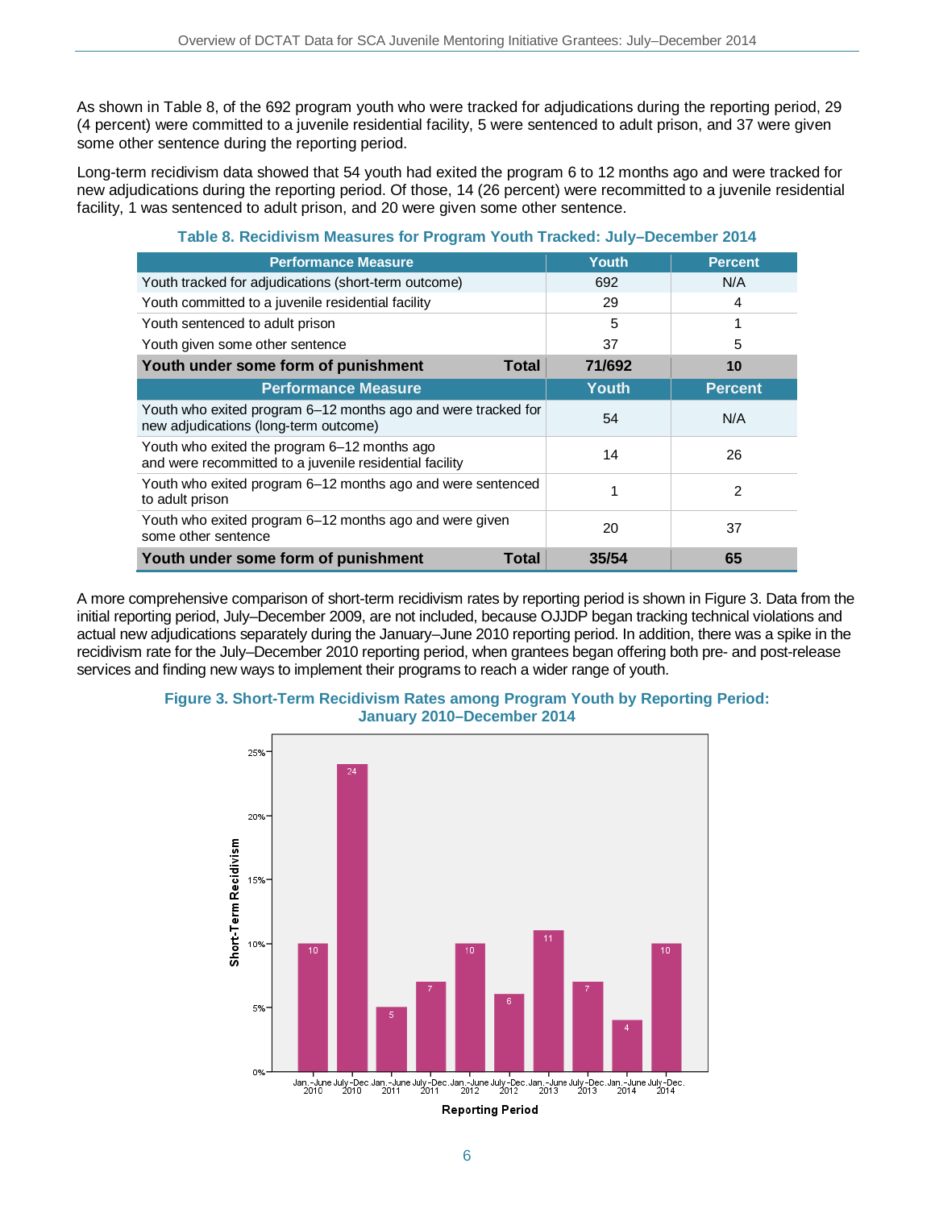As shown in Table 8, of the 692 program youth who were tracked for adjudications during the reporting period, 29 (4 percent) were committed to a juvenile residential facility, 5 were sentenced to adult prison, and 37 were given some other sentence during the reporting period.

Long-term recidivism data showed that 54 youth had exited the program 6 to 12 months ago and were tracked for new adjudications during the reporting period. Of those, 14 (26 percent) were recommitted to a juvenile residential facility, 1 was sentenced to adult prison, and 20 were given some other sentence.

**Table 8. Recidivism Measures for Program Youth Tracked: July–December 2014**

| Performance Measure | Youth | Percent |
|---|---|---|
| Youth tracked for adjudications (short-term outcome) | 692 | N/A |
| Youth committed to a juvenile residential facility | 29 | 4 |
| Youth sentenced to adult prison | 5 | 1 |
| Youth given some other sentence | 37 | 5 |
| **Youth under some form of punishment — Total** | **71/692** | **10** |
| **Performance Measure** | **Youth** | **Percent** |
| Youth who exited program 6–12 months ago and were tracked for new adjudications (long-term outcome) | 54 | N/A |
| Youth who exited the program 6–12 months ago and were recommitted to a juvenile residential facility | 14 | 26 |
| Youth who exited program 6–12 months ago and were sentenced to adult prison | 1 | 2 |
| Youth who exited program 6–12 months ago and were given some other sentence | 20 | 37 |
| **Youth under some form of punishment — Total** | **35/54** | **65** |

A more comprehensive comparison of short-term recidivism rates by reporting period is shown in Figure 3. Data from the initial reporting period, July–December 2009, are not included, because OJJDP began tracking technical violations and actual new adjudications separately during the January–June 2010 reporting period. In addition, there was a spike in the recidivism rate for the July–December 2010 reporting period, when grantees began offering both pre- and post-release services and finding new ways to implement their programs to reach a wider range of youth.

**Figure 3. Short-Term Recidivism Rates among Program Youth by Reporting Period: January 2010–December 2014**

| Reporting Period | Short-Term Recidivism (%) |
|---|---|
| Jan.–June 2010 | 10 |
| July–Dec. 2010 | 24 |
| Jan.–June 2011 | 5 |
| July–Dec. 2011 | 7 |
| Jan.–June 2012 | 10 |
| July–Dec. 2012 | 6 |
| Jan.–June 2013 | 11 |
| July–Dec. 2013 | 7 |
| Jan.–June 2014 | 4 |
| July–Dec. 2014 | 10 |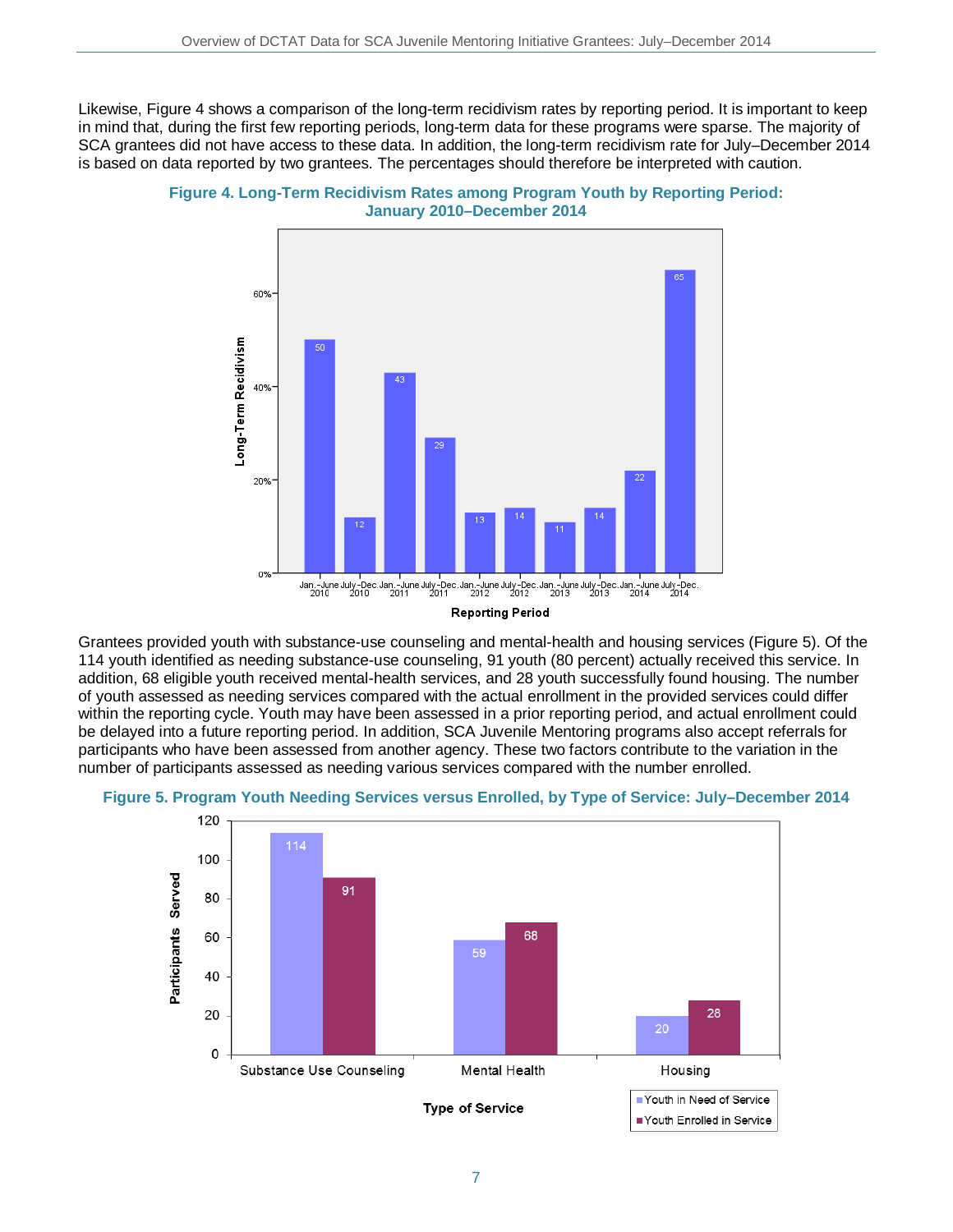Likewise, Figure 4 shows a comparison of the long-term recidivism rates by reporting period. It is important to keep in mind that, during the first few reporting periods, long-term data for these programs were sparse. The majority of SCA grantees did not have access to these data. In addition, the long-term recidivism rate for July–December 2014 is based on data reported by two grantees. The percentages should therefore be interpreted with caution.

**Figure 4. Long-Term Recidivism Rates among Program Youth by Reporting Period: January 2010–December 2014**

| Reporting Period | Long-Term Recidivism (%) |
|---|---|
| Jan.–June 2010 | 50 |
| July–Dec. 2010 | 12 |
| Jan.–June 2011 | 43 |
| July–Dec. 2011 | 29 |
| Jan.–June 2012 | 13 |
| July–Dec. 2012 | 14 |
| Jan.–June 2013 | 11 |
| July–Dec. 2013 | 14 |
| Jan.–June 2014 | 22 |
| July–Dec. 2014 | 65 |

Grantees provided youth with substance-use counseling and mental-health and housing services (Figure 5). Of the 114 youth identified as needing substance-use counseling, 91 youth (80 percent) actually received this service. In addition, 68 eligible youth received mental-health services, and 28 youth successfully found housing. The number of youth assessed as needing services compared with the actual enrollment in the provided services could differ within the reporting cycle. Youth may have been assessed in a prior reporting period, and actual enrollment could be delayed into a future reporting period. In addition, SCA Juvenile Mentoring programs also accept referrals for participants who have been assessed from another agency. These two factors contribute to the variation in the number of participants assessed as needing various services compared with the number enrolled.

**Figure 5. Program Youth Needing Services versus Enrolled, by Type of Service: July–December 2014**

| Type of Service | Youth in Need of Service | Youth Enrolled in Service |
|---|---|---|
| Substance Use Counseling | 114 | 91 |
| Mental Health | 59 | 68 |
| Housing | 20 | 28 |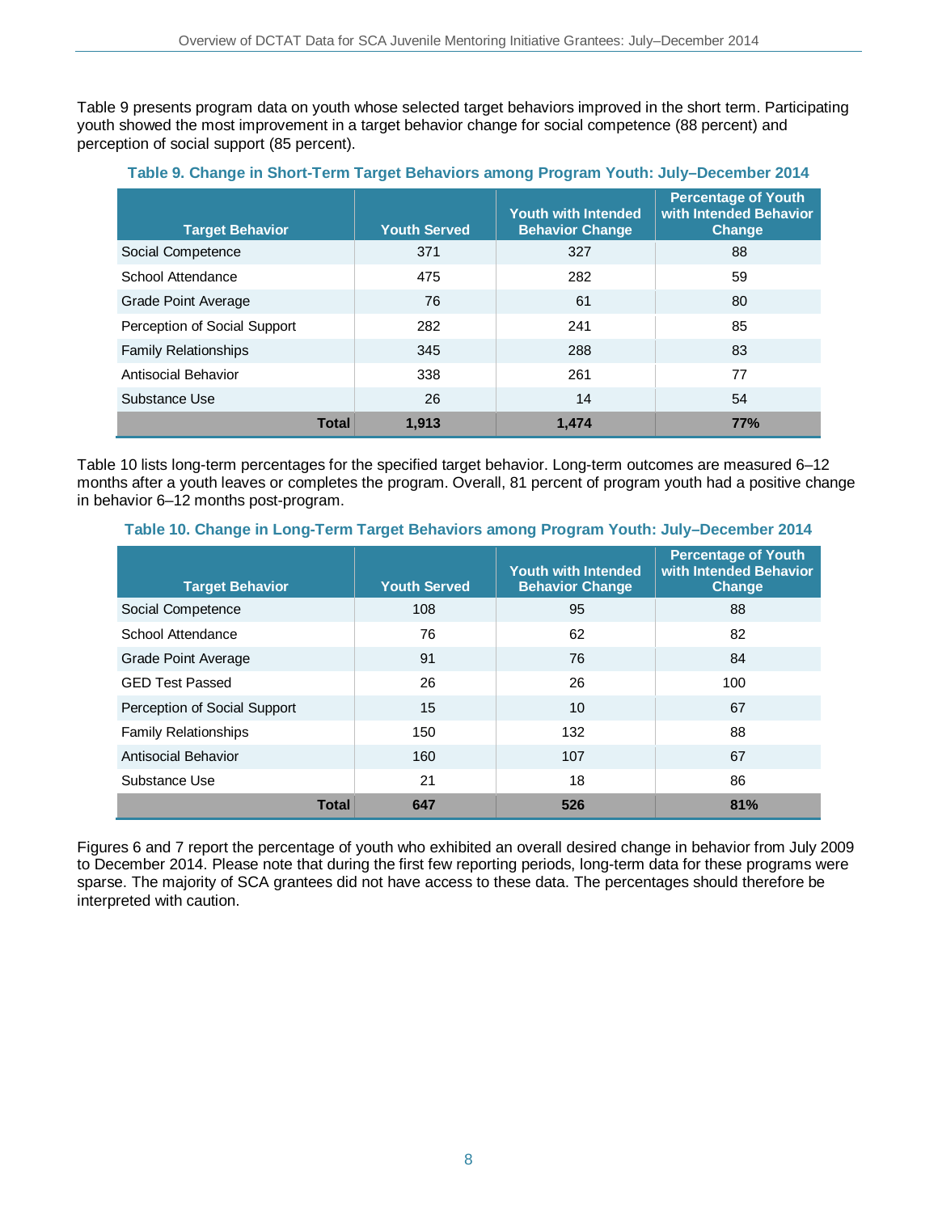Table 9 presents program data on youth whose selected target behaviors improved in the short term. Participating youth showed the most improvement in a target behavior change for social competence (88 percent) and perception of social support (85 percent).

**Table 9. Change in Short-Term Target Behaviors among Program Youth: July–December 2014**

| Target Behavior | Youth Served | Youth with Intended Behavior Change | Percentage of Youth with Intended Behavior Change |
|---|---|---|---|
| Social Competence | 371 | 327 | 88 |
| School Attendance | 475 | 282 | 59 |
| Grade Point Average | 76 | 61 | 80 |
| Perception of Social Support | 282 | 241 | 85 |
| Family Relationships | 345 | 288 | 83 |
| Antisocial Behavior | 338 | 261 | 77 |
| Substance Use | 26 | 14 | 54 |
| **Total** | **1,913** | **1,474** | **77%** |

Table 10 lists long-term percentages for the specified target behavior. Long-term outcomes are measured 6–12 months after a youth leaves or completes the program. Overall, 81 percent of program youth had a positive change in behavior 6–12 months post-program.

**Table 10. Change in Long-Term Target Behaviors among Program Youth: July–December 2014**

| Target Behavior | Youth Served | Youth with Intended Behavior Change | Percentage of Youth with Intended Behavior Change |
|---|---|---|---|
| Social Competence | 108 | 95 | 88 |
| School Attendance | 76 | 62 | 82 |
| Grade Point Average | 91 | 76 | 84 |
| GED Test Passed | 26 | 26 | 100 |
| Perception of Social Support | 15 | 10 | 67 |
| Family Relationships | 150 | 132 | 88 |
| Antisocial Behavior | 160 | 107 | 67 |
| Substance Use | 21 | 18 | 86 |
| **Total** | **647** | **526** | **81%** |

Figures 6 and 7 report the percentage of youth who exhibited an overall desired change in behavior from July 2009 to December 2014. Please note that during the first few reporting periods, long-term data for these programs were sparse. The majority of SCA grantees did not have access to these data. The percentages should therefore be interpreted with caution.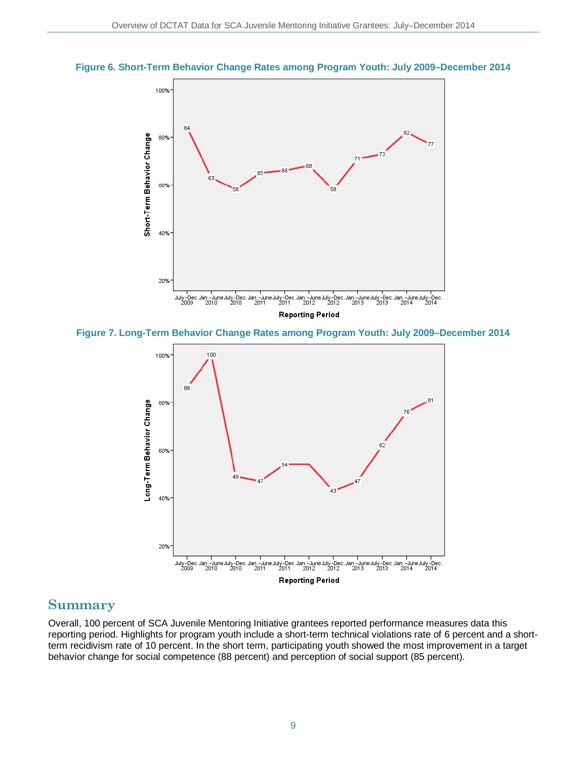**Figure 6. Short-Term Behavior Change Rates among Program Youth: July 2009–December 2014**

Short-Term Behavior Change

100%
80%
60%
40%
20%

84
63
58
65
66
68
58
71
73
82
77

July–Dec. 2009
Jan.–June 2010
July–Dec. 2010
Jan.–June 2011
July–Dec. 2011
Jan.–June 2012
July–Dec. 2012
Jan.–June 2013
July–Dec. 2013
Jan.–June 2014
July–Dec. 2014

Reporting Period

**Figure 7. Long-Term Behavior Change Rates among Program Youth: July 2009–December 2014**

Long-Term Behavior Change

100%
80%
60%
40%
20%

86
100
49
47
54
43
47
62
76
81

July–Dec. 2009
Jan.–June 2010
July–Dec. 2010
Jan.–June 2011
July–Dec. 2011
Jan.–June 2012
July–Dec. 2012
Jan.–June 2013
July–Dec. 2013
Jan.–June 2014
July–Dec. 2014

Reporting Period

## Summary

Overall, 100 percent of SCA Juvenile Mentoring Initiative grantees reported performance measures data this reporting period. Highlights for program youth include a short-term technical violations rate of 6 percent and a short-term recidivism rate of 10 percent. In the short term, participating youth showed the most improvement in a target behavior change for social competence (88 percent) and perception of social support (85 percent).